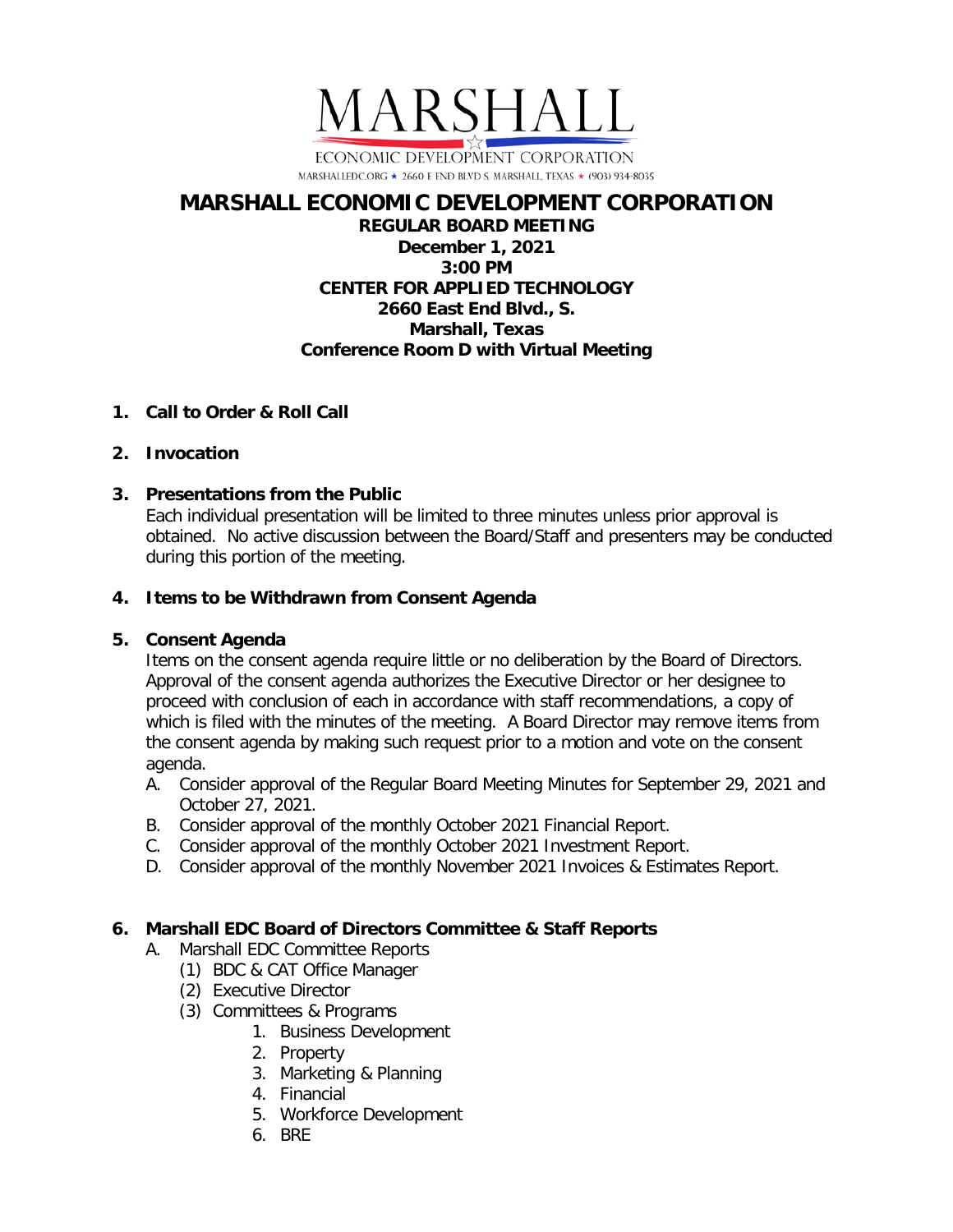MARSHALL

ECONOMIC DEVELOPMENT CORPORATION

MARSHALLEDC.ORG ★ 2660 E END BLVD S. MARSHALL, TEXAS ★ (903) 934-8035

# MARSHALL ECONOMIC DEVELOPMENT CORPORATION

**REGULAR BOARD MEETING**
**December 1, 2021**
**3:00 PM**
**CENTER FOR APPLIED TECHNOLOGY**
**2660 East End Blvd., S.**
**Marshall, Texas**
**Conference Room D with Virtual Meeting**

1. **Call to Order & Roll Call**

2. **Invocation**

3. **Presentations from the Public**
   Each individual presentation will be limited to three minutes unless prior approval is obtained. No active discussion between the Board/Staff and presenters may be conducted during this portion of the meeting.

4. **Items to be Withdrawn from Consent Agenda**

5. **Consent Agenda**
   Items on the consent agenda require little or no deliberation by the Board of Directors. Approval of the consent agenda authorizes the Executive Director or her designee to proceed with conclusion of each in accordance with staff recommendations, a copy of which is filed with the minutes of the meeting. A Board Director may remove items from the consent agenda by making such request prior to a motion and vote on the consent agenda.
   A. Consider approval of the Regular Board Meeting Minutes for September 29, 2021 and October 27, 2021.
   B. Consider approval of the monthly October 2021 Financial Report.
   C. Consider approval of the monthly October 2021 Investment Report.
   D. Consider approval of the monthly November 2021 Invoices & Estimates Report.

6. **Marshall EDC Board of Directors Committee & Staff Reports**
   A. Marshall EDC Committee Reports
      (1) BDC & CAT Office Manager
      (2) Executive Director
      (3) Committees & Programs
         1. Business Development
         2. Property
         3. Marketing & Planning
         4. Financial
         5. Workforce Development
         6. BRE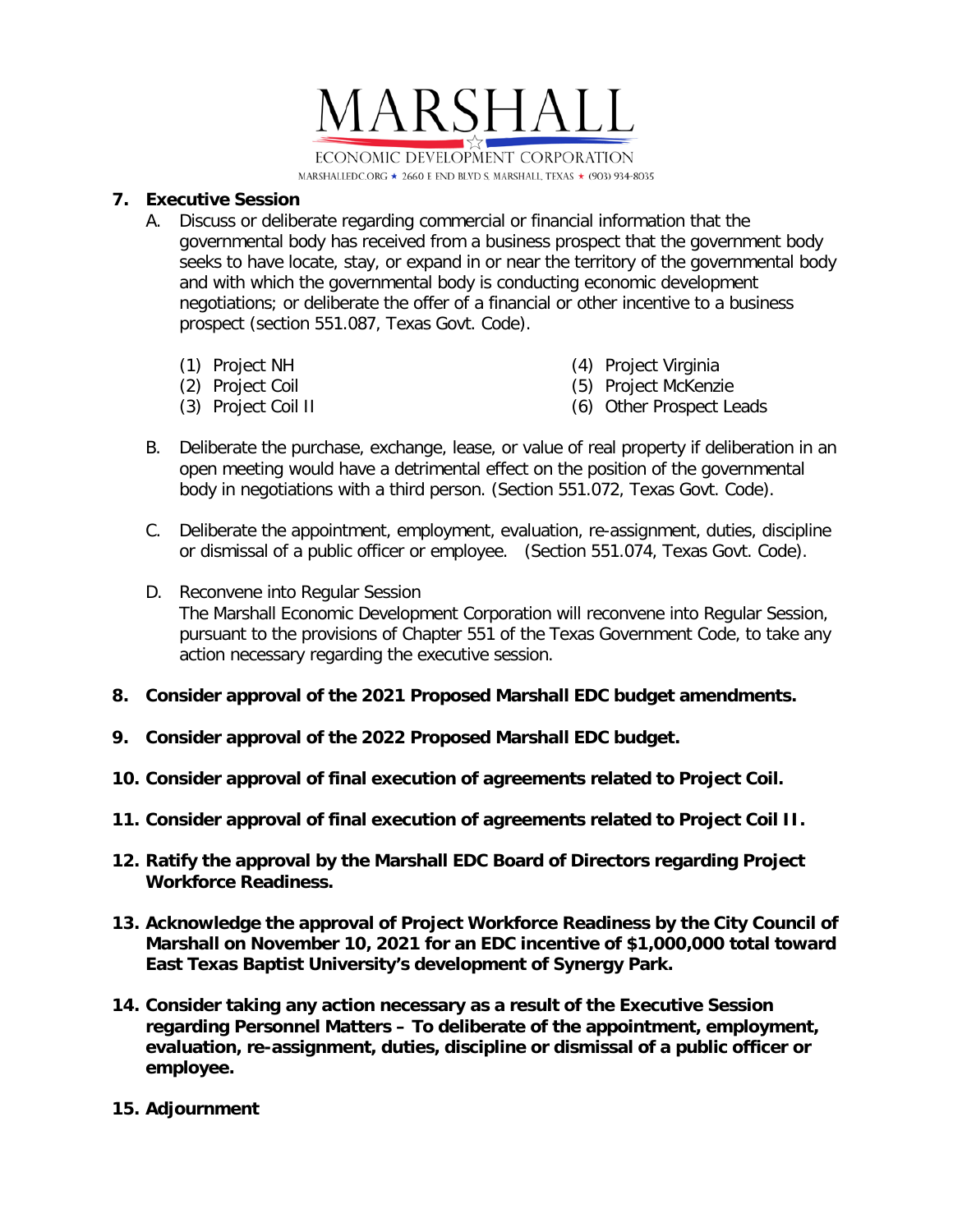**7. Executive Session**

A. Discuss or deliberate regarding commercial or financial information that the governmental body has received from a business prospect that the government body seeks to have locate, stay, or expand in or near the territory of the governmental body and with which the governmental body is conducting economic development negotiations; or deliberate the offer of a financial or other incentive to a business prospect (section 551.087, Texas Govt. Code).

(1) Project NH
(2) Project Coil
(3) Project Coil II
(4) Project Virginia
(5) Project McKenzie
(6) Other Prospect Leads

B. Deliberate the purchase, exchange, lease, or value of real property if deliberation in an open meeting would have a detrimental effect on the position of the governmental body in negotiations with a third person. (Section 551.072, Texas Govt. Code).

C. Deliberate the appointment, employment, evaluation, re-assignment, duties, discipline or dismissal of a public officer or employee. (Section 551.074, Texas Govt. Code).

D. Reconvene into Regular Session
The Marshall Economic Development Corporation will reconvene into Regular Session, pursuant to the provisions of Chapter 551 of the Texas Government Code, to take any action necessary regarding the executive session.

**8. Consider approval of the 2021 Proposed Marshall EDC budget amendments.**

**9. Consider approval of the 2022 Proposed Marshall EDC budget.**

**10. Consider approval of final execution of agreements related to Project Coil.**

**11. Consider approval of final execution of agreements related to Project Coil II.**

**12. Ratify the approval by the Marshall EDC Board of Directors regarding Project Workforce Readiness.**

**13. Acknowledge the approval of Project Workforce Readiness by the City Council of Marshall on November 10, 2021 for an EDC incentive of $1,000,000 total toward East Texas Baptist University's development of Synergy Park.**

**14. Consider taking any action necessary as a result of the Executive Session regarding Personnel Matters – To deliberate of the appointment, employment, evaluation, re-assignment, duties, discipline or dismissal of a public officer or employee.**

**15. Adjournment**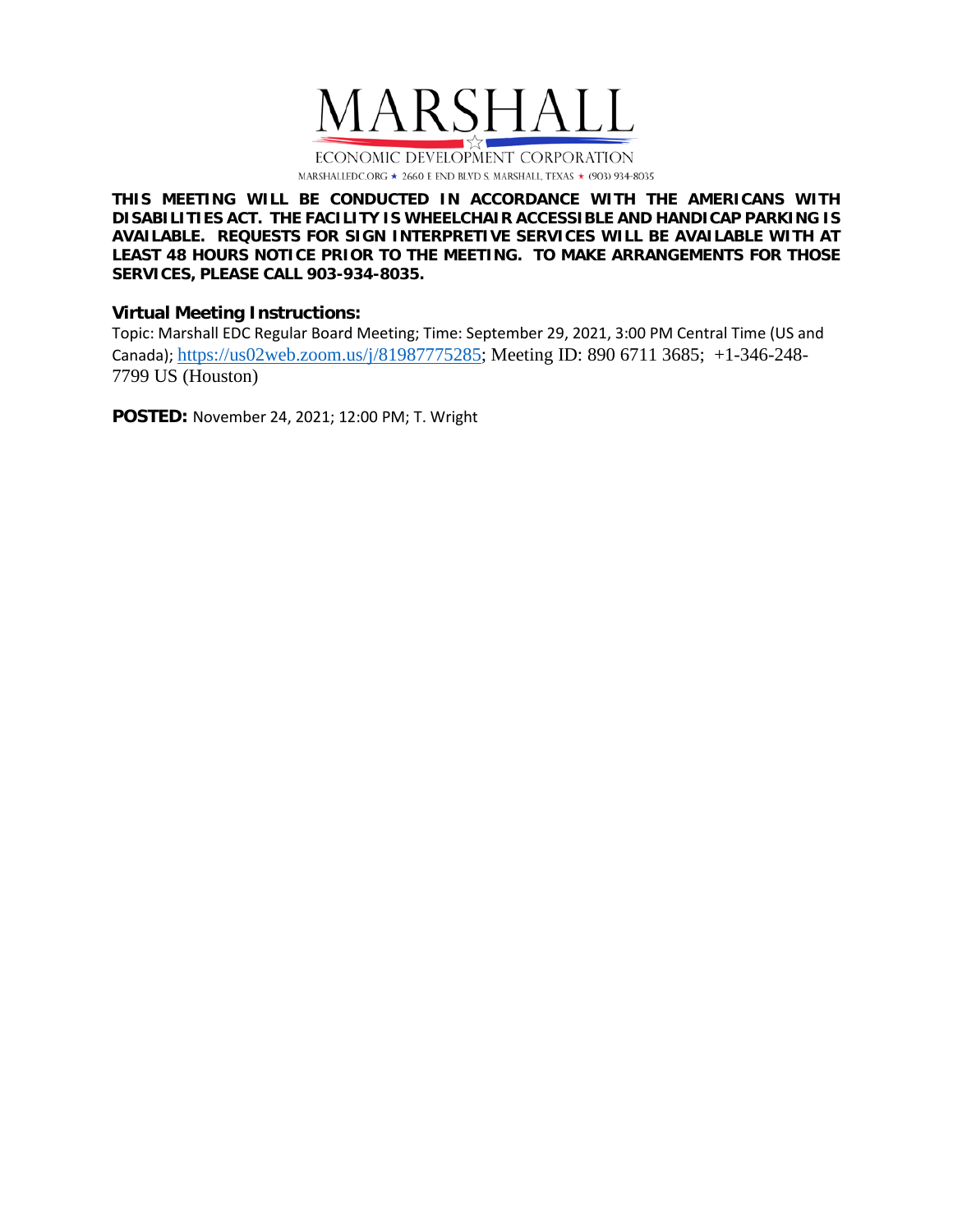# MARSHALL

ECONOMIC DEVELOPMENT CORPORATION

MARSHALLEDC.ORG ★ 2660 E END BLVD S. MARSHALL, TEXAS ★ (903) 934-8035

**THIS MEETING WILL BE CONDUCTED IN ACCORDANCE WITH THE AMERICANS WITH DISABILITIES ACT. THE FACILITY IS WHEELCHAIR ACCESSIBLE AND HANDICAP PARKING IS AVAILABLE. REQUESTS FOR SIGN INTERPRETIVE SERVICES WILL BE AVAILABLE WITH AT LEAST 48 HOURS NOTICE PRIOR TO THE MEETING. TO MAKE ARRANGEMENTS FOR THOSE SERVICES, PLEASE CALL 903-934-8035.**

**Virtual Meeting Instructions:**

Topic: Marshall EDC Regular Board Meeting; Time: September 29, 2021, 3:00 PM Central Time (US and Canada); https://us02web.zoom.us/j/81987775285; Meeting ID: 890 6711 3685; +1-346-248-7799 US (Houston)

**POSTED:** November 24, 2021; 12:00 PM; T. Wright